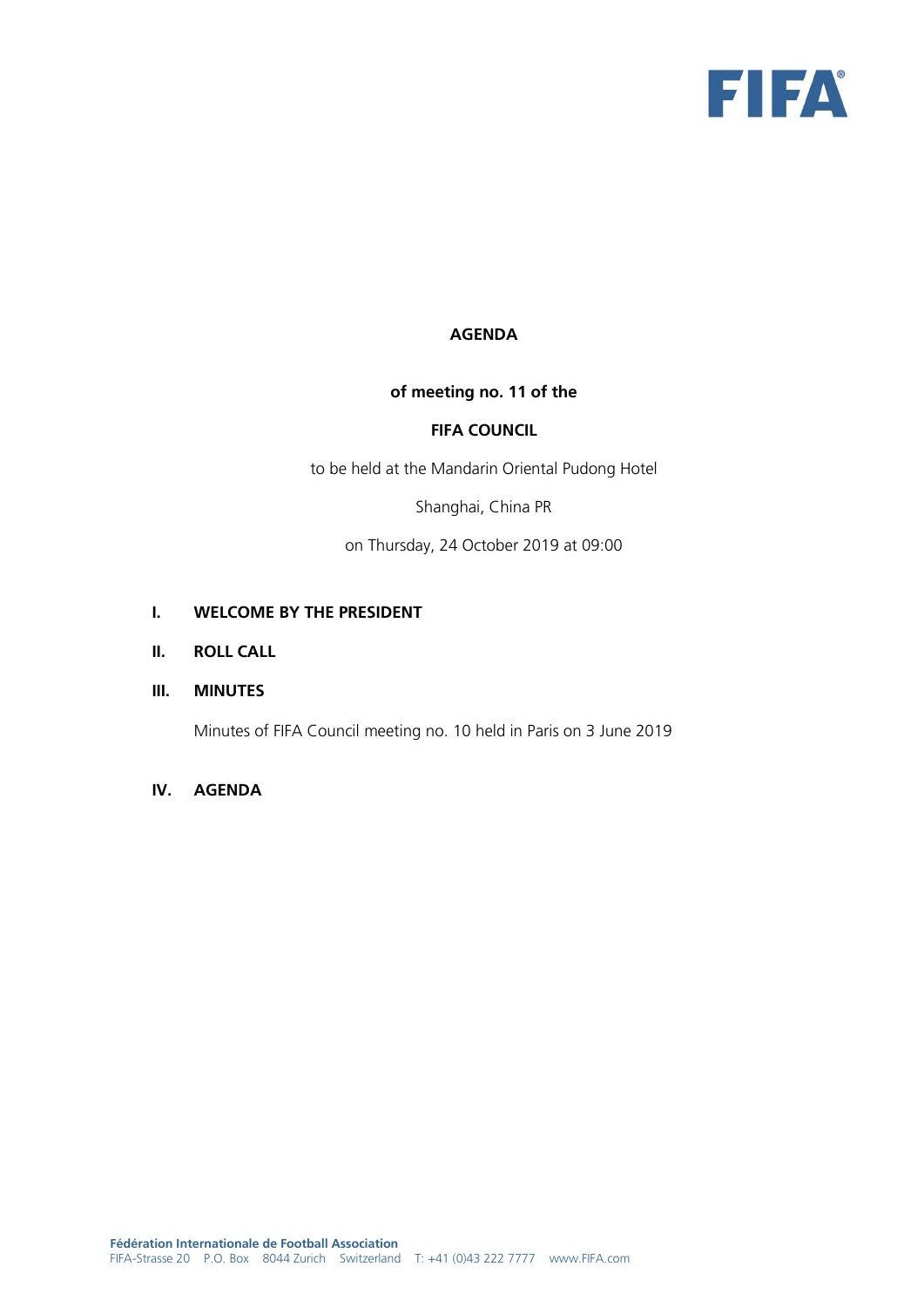# AGENDA

**of meeting no. 11 of the**

**FIFA COUNCIL**

to be held at the Mandarin Oriental Pudong Hotel

Shanghai, China PR

on Thursday, 24 October 2019 at 09:00

## I. WELCOME BY THE PRESIDENT

## II. ROLL CALL

## III. MINUTES

Minutes of FIFA Council meeting no. 10 held in Paris on 3 June 2019

## IV. AGENDA

**Fédération Internationale de Football Association**
FIFA-Strasse 20 P.O. Box 8044 Zurich Switzerland T: +41 (0)43 222 7777 www.FIFA.com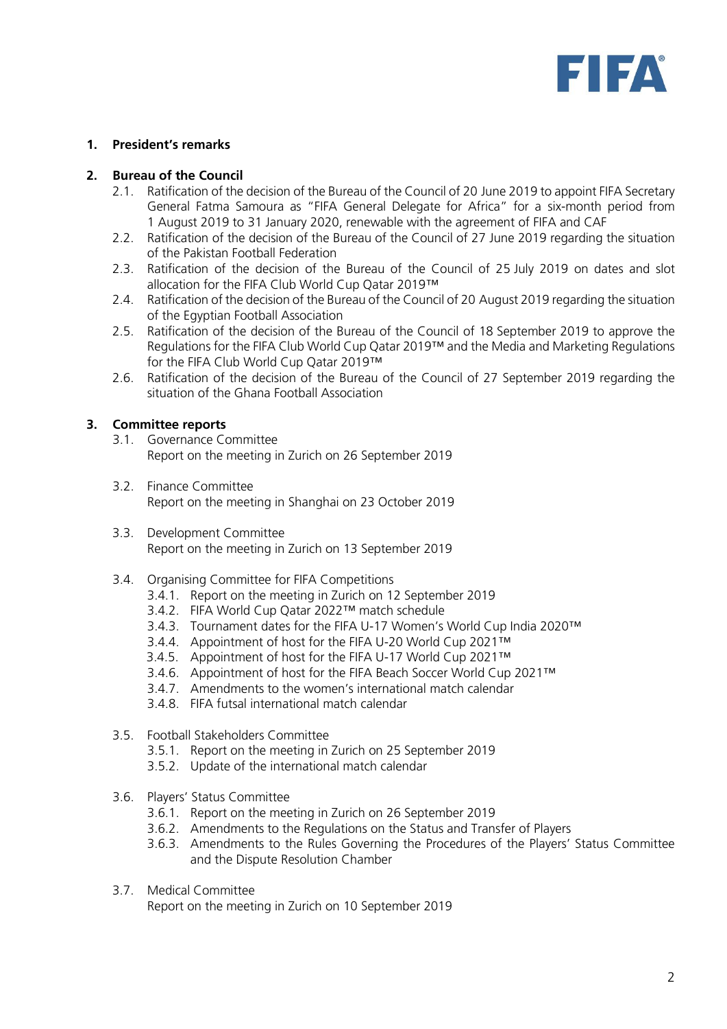1. **President's remarks**

2. **Bureau of the Council**
   2.1. Ratification of the decision of the Bureau of the Council of 20 June 2019 to appoint FIFA Secretary General Fatma Samoura as "FIFA General Delegate for Africa" for a six-month period from 1 August 2019 to 31 January 2020, renewable with the agreement of FIFA and CAF
   2.2. Ratification of the decision of the Bureau of the Council of 27 June 2019 regarding the situation of the Pakistan Football Federation
   2.3. Ratification of the decision of the Bureau of the Council of 25 July 2019 on dates and slot allocation for the FIFA Club World Cup Qatar 2019™
   2.4. Ratification of the decision of the Bureau of the Council of 20 August 2019 regarding the situation of the Egyptian Football Association
   2.5. Ratification of the decision of the Bureau of the Council of 18 September 2019 to approve the Regulations for the FIFA Club World Cup Qatar 2019™ and the Media and Marketing Regulations for the FIFA Club World Cup Qatar 2019™
   2.6. Ratification of the decision of the Bureau of the Council of 27 September 2019 regarding the situation of the Ghana Football Association

3. **Committee reports**
   3.1. Governance Committee
   Report on the meeting in Zurich on 26 September 2019

   3.2. Finance Committee
   Report on the meeting in Shanghai on 23 October 2019

   3.3. Development Committee
   Report on the meeting in Zurich on 13 September 2019

   3.4. Organising Committee for FIFA Competitions
      3.4.1. Report on the meeting in Zurich on 12 September 2019
      3.4.2. FIFA World Cup Qatar 2022™ match schedule
      3.4.3. Tournament dates for the FIFA U-17 Women's World Cup India 2020™
      3.4.4. Appointment of host for the FIFA U-20 World Cup 2021™
      3.4.5. Appointment of host for the FIFA U-17 World Cup 2021™
      3.4.6. Appointment of host for the FIFA Beach Soccer World Cup 2021™
      3.4.7. Amendments to the women's international match calendar
      3.4.8. FIFA futsal international match calendar

   3.5. Football Stakeholders Committee
      3.5.1. Report on the meeting in Zurich on 25 September 2019
      3.5.2. Update of the international match calendar

   3.6. Players' Status Committee
      3.6.1. Report on the meeting in Zurich on 26 September 2019
      3.6.2. Amendments to the Regulations on the Status and Transfer of Players
      3.6.3. Amendments to the Rules Governing the Procedures of the Players' Status Committee and the Dispute Resolution Chamber

   3.7. Medical Committee
   Report on the meeting in Zurich on 10 September 2019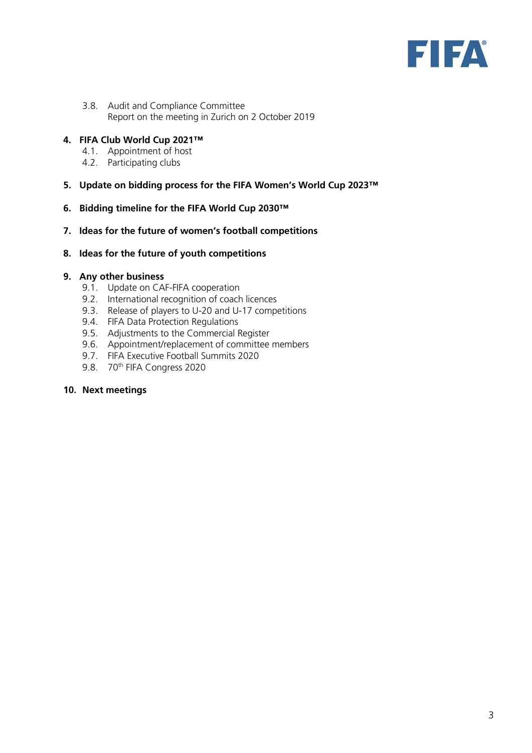3.8. Audit and Compliance Committee
Report on the meeting in Zurich on 2 October 2019

**4. FIFA Club World Cup 2021™**

4.1. Appointment of host
4.2. Participating clubs

**5. Update on bidding process for the FIFA Women's World Cup 2023™**

**6. Bidding timeline for the FIFA World Cup 2030™**

**7. Ideas for the future of women's football competitions**

**8. Ideas for the future of youth competitions**

**9. Any other business**

9.1. Update on CAF-FIFA cooperation
9.2. International recognition of coach licences
9.3. Release of players to U-20 and U-17 competitions
9.4. FIFA Data Protection Regulations
9.5. Adjustments to the Commercial Register
9.6. Appointment/replacement of committee members
9.7. FIFA Executive Football Summits 2020
9.8. 70th FIFA Congress 2020

**10. Next meetings**